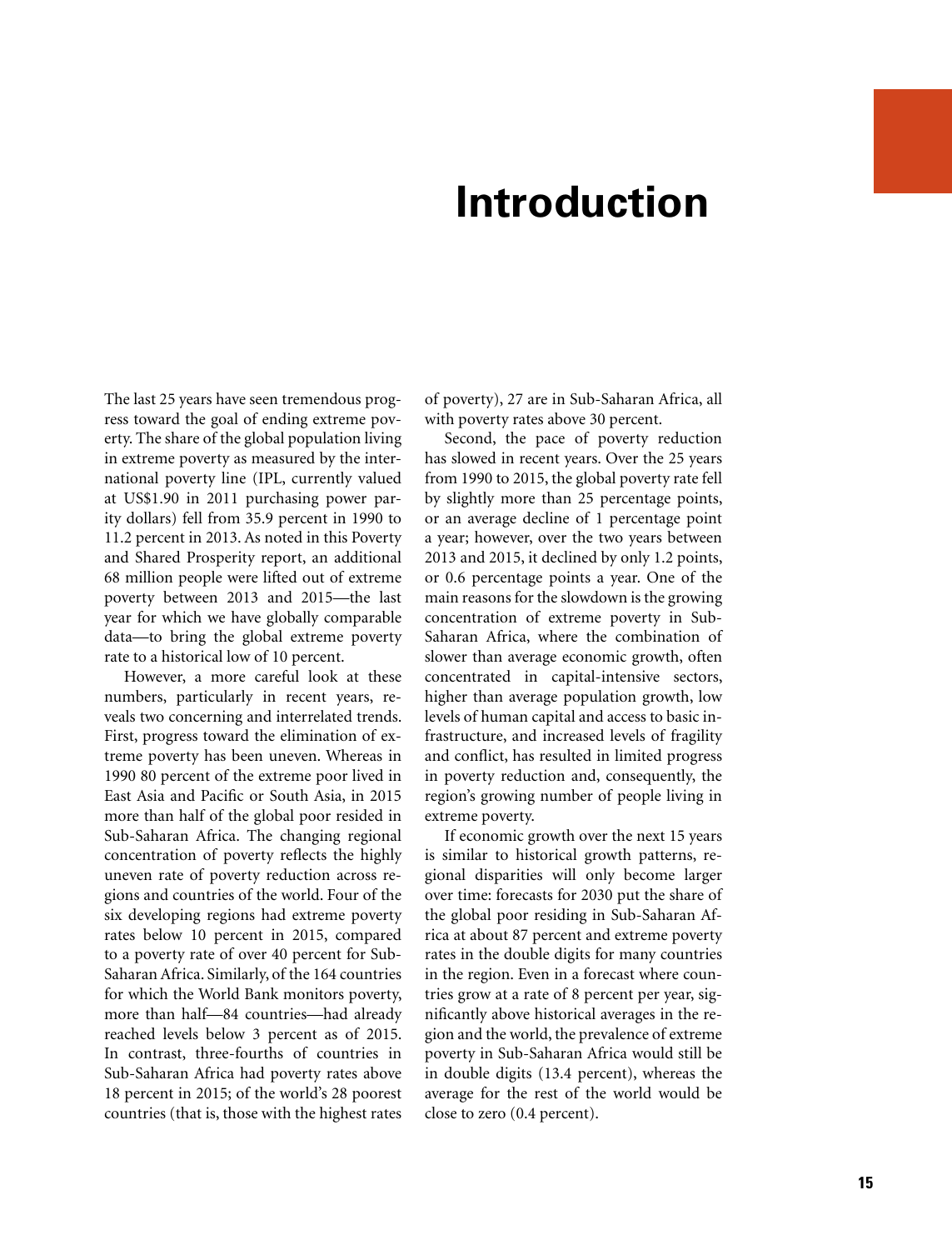# Introduction

The last 25 years have seen tremendous progress toward the goal of ending extreme poverty. The share of the global population living in extreme poverty as measured by the international poverty line (IPL, currently valued at US$1.90 in 2011 purchasing power parity dollars) fell from 35.9 percent in 1990 to 11.2 percent in 2013. As noted in this Poverty and Shared Prosperity report, an additional 68 million people were lifted out of extreme poverty between 2013 and 2015—the last year for which we have globally comparable data—to bring the global extreme poverty rate to a historical low of 10 percent.

However, a more careful look at these numbers, particularly in recent years, reveals two concerning and interrelated trends. First, progress toward the elimination of extreme poverty has been uneven. Whereas in 1990 80 percent of the extreme poor lived in East Asia and Pacific or South Asia, in 2015 more than half of the global poor resided in Sub-Saharan Africa. The changing regional concentration of poverty reflects the highly uneven rate of poverty reduction across regions and countries of the world. Four of the six developing regions had extreme poverty rates below 10 percent in 2015, compared to a poverty rate of over 40 percent for Sub-Saharan Africa. Similarly, of the 164 countries for which the World Bank monitors poverty, more than half—84 countries—had already reached levels below 3 percent as of 2015. In contrast, three-fourths of countries in Sub-Saharan Africa had poverty rates above 18 percent in 2015; of the world's 28 poorest countries (that is, those with the highest rates of poverty), 27 are in Sub-Saharan Africa, all with poverty rates above 30 percent.

Second, the pace of poverty reduction has slowed in recent years. Over the 25 years from 1990 to 2015, the global poverty rate fell by slightly more than 25 percentage points, or an average decline of 1 percentage point a year; however, over the two years between 2013 and 2015, it declined by only 1.2 points, or 0.6 percentage points a year. One of the main reasons for the slowdown is the growing concentration of extreme poverty in Sub-Saharan Africa, where the combination of slower than average economic growth, often concentrated in capital-intensive sectors, higher than average population growth, low levels of human capital and access to basic infrastructure, and increased levels of fragility and conflict, has resulted in limited progress in poverty reduction and, consequently, the region's growing number of people living in extreme poverty.

If economic growth over the next 15 years is similar to historical growth patterns, regional disparities will only become larger over time: forecasts for 2030 put the share of the global poor residing in Sub-Saharan Africa at about 87 percent and extreme poverty rates in the double digits for many countries in the region. Even in a forecast where countries grow at a rate of 8 percent per year, significantly above historical averages in the region and the world, the prevalence of extreme poverty in Sub-Saharan Africa would still be in double digits (13.4 percent), whereas the average for the rest of the world would be close to zero (0.4 percent).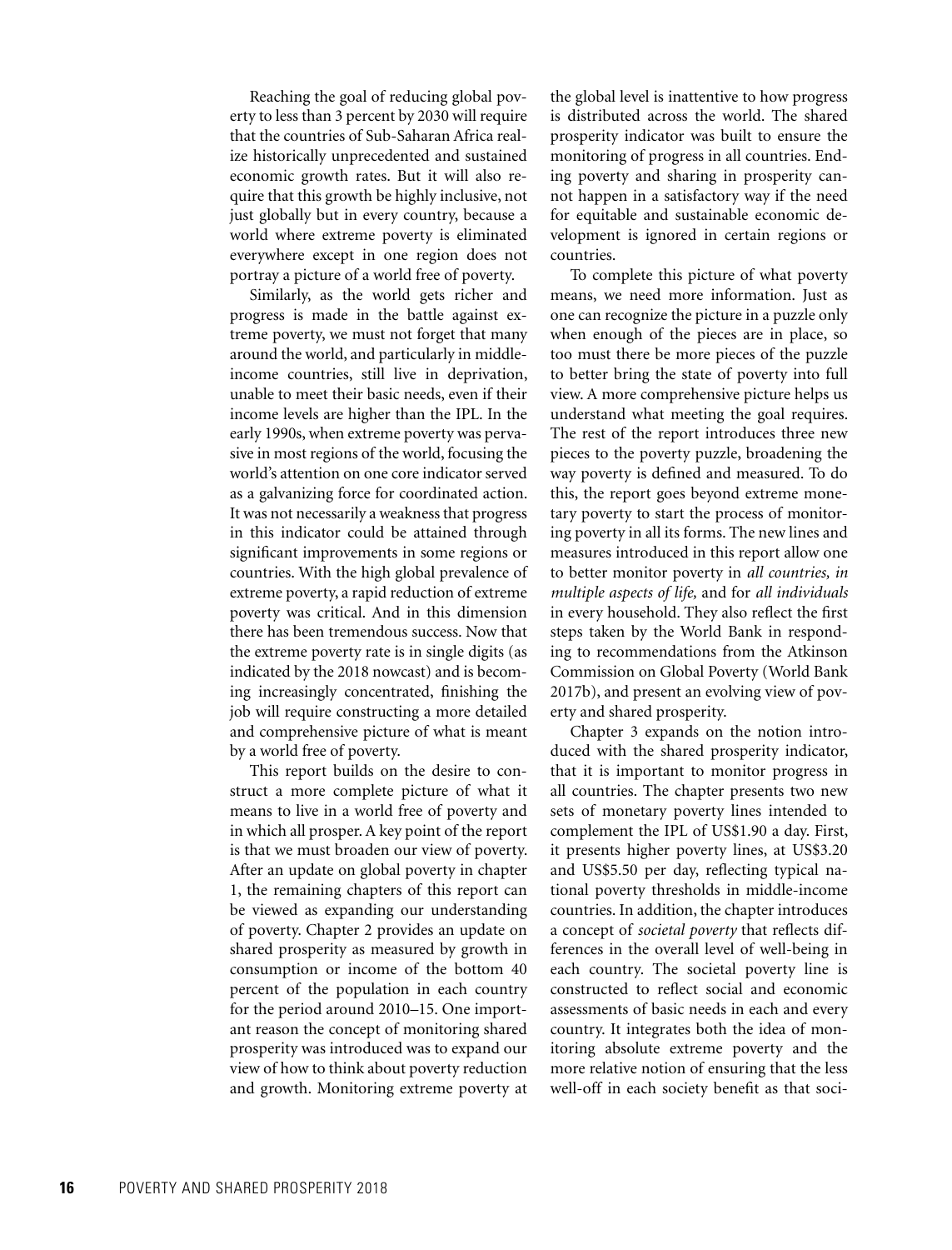Reaching the goal of reducing global poverty to less than 3 percent by 2030 will require that the countries of Sub-Saharan Africa realize historically unprecedented and sustained economic growth rates. But it will also require that this growth be highly inclusive, not just globally but in every country, because a world where extreme poverty is eliminated everywhere except in one region does not portray a picture of a world free of poverty.

Similarly, as the world gets richer and progress is made in the battle against extreme poverty, we must not forget that many around the world, and particularly in middle-income countries, still live in deprivation, unable to meet their basic needs, even if their income levels are higher than the IPL. In the early 1990s, when extreme poverty was pervasive in most regions of the world, focusing the world's attention on one core indicator served as a galvanizing force for coordinated action. It was not necessarily a weakness that progress in this indicator could be attained through significant improvements in some regions or countries. With the high global prevalence of extreme poverty, a rapid reduction of extreme poverty was critical. And in this dimension there has been tremendous success. Now that the extreme poverty rate is in single digits (as indicated by the 2018 nowcast) and is becoming increasingly concentrated, finishing the job will require constructing a more detailed and comprehensive picture of what is meant by a world free of poverty.

This report builds on the desire to construct a more complete picture of what it means to live in a world free of poverty and in which all prosper. A key point of the report is that we must broaden our view of poverty. After an update on global poverty in chapter 1, the remaining chapters of this report can be viewed as expanding our understanding of poverty. Chapter 2 provides an update on shared prosperity as measured by growth in consumption or income of the bottom 40 percent of the population in each country for the period around 2010–15. One important reason the concept of monitoring shared prosperity was introduced was to expand our view of how to think about poverty reduction and growth. Monitoring extreme poverty at the global level is inattentive to how progress is distributed across the world. The shared prosperity indicator was built to ensure the monitoring of progress in all countries. Ending poverty and sharing in prosperity cannot happen in a satisfactory way if the need for equitable and sustainable economic development is ignored in certain regions or countries.

To complete this picture of what poverty means, we need more information. Just as one can recognize the picture in a puzzle only when enough of the pieces are in place, so too must there be more pieces of the puzzle to better bring the state of poverty into full view. A more comprehensive picture helps us understand what meeting the goal requires. The rest of the report introduces three new pieces to the poverty puzzle, broadening the way poverty is defined and measured. To do this, the report goes beyond extreme monetary poverty to start the process of monitoring poverty in all its forms. The new lines and measures introduced in this report allow one to better monitor poverty in *all countries, in multiple aspects of life,* and for *all individuals* in every household. They also reflect the first steps taken by the World Bank in responding to recommendations from the Atkinson Commission on Global Poverty (World Bank 2017b), and present an evolving view of poverty and shared prosperity.

Chapter 3 expands on the notion introduced with the shared prosperity indicator, that it is important to monitor progress in all countries. The chapter presents two new sets of monetary poverty lines intended to complement the IPL of US$1.90 a day. First, it presents higher poverty lines, at US$3.20 and US$5.50 per day, reflecting typical national poverty thresholds in middle-income countries. In addition, the chapter introduces a concept of *societal poverty* that reflects differences in the overall level of well-being in each country. The societal poverty line is constructed to reflect social and economic assessments of basic needs in each and every country. It integrates both the idea of monitoring absolute extreme poverty and the more relative notion of ensuring that the less well-off in each society benefit as that soci-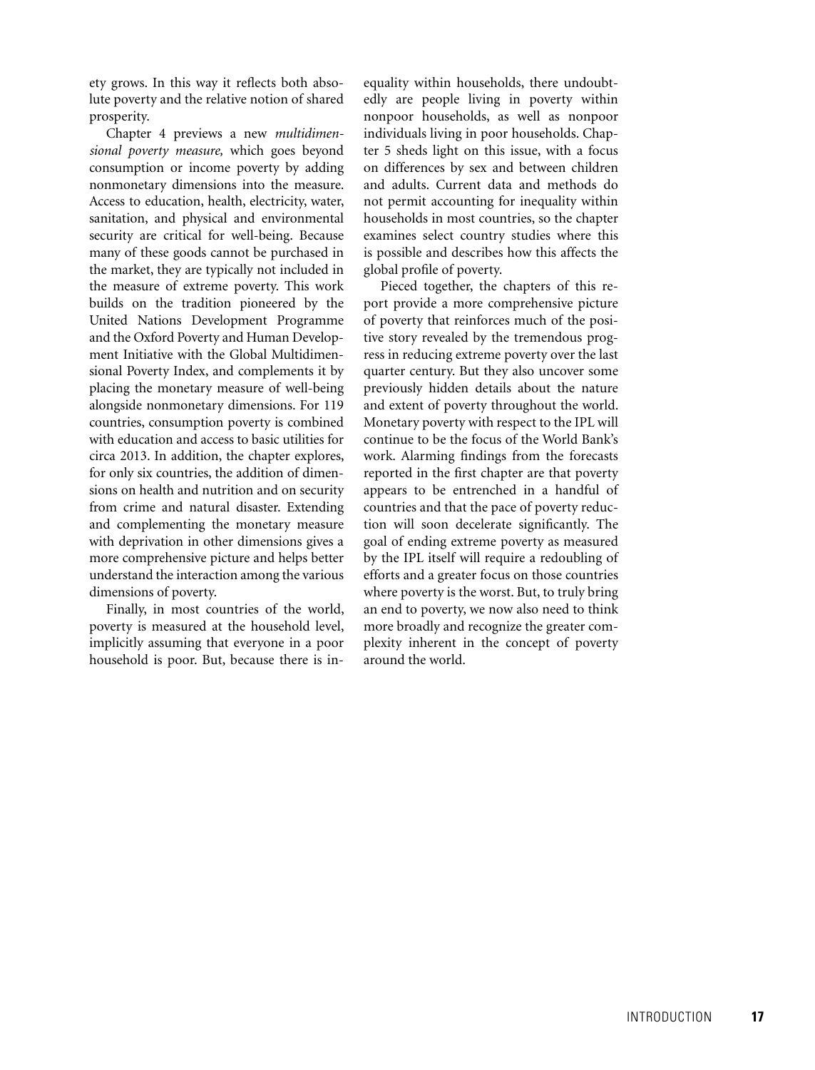ety grows. In this way it reflects both absolute poverty and the relative notion of shared prosperity.

Chapter 4 previews a new *multidimensional poverty measure,* which goes beyond consumption or income poverty by adding nonmonetary dimensions into the measure. Access to education, health, electricity, water, sanitation, and physical and environmental security are critical for well-being. Because many of these goods cannot be purchased in the market, they are typically not included in the measure of extreme poverty. This work builds on the tradition pioneered by the United Nations Development Programme and the Oxford Poverty and Human Development Initiative with the Global Multidimensional Poverty Index, and complements it by placing the monetary measure of well-being alongside nonmonetary dimensions. For 119 countries, consumption poverty is combined with education and access to basic utilities for circa 2013. In addition, the chapter explores, for only six countries, the addition of dimensions on health and nutrition and on security from crime and natural disaster. Extending and complementing the monetary measure with deprivation in other dimensions gives a more comprehensive picture and helps better understand the interaction among the various dimensions of poverty.

Finally, in most countries of the world, poverty is measured at the household level, implicitly assuming that everyone in a poor household is poor. But, because there is inequality within households, there undoubtedly are people living in poverty within nonpoor households, as well as nonpoor individuals living in poor households. Chapter 5 sheds light on this issue, with a focus on differences by sex and between children and adults. Current data and methods do not permit accounting for inequality within households in most countries, so the chapter examines select country studies where this is possible and describes how this affects the global profile of poverty.

Pieced together, the chapters of this report provide a more comprehensive picture of poverty that reinforces much of the positive story revealed by the tremendous progress in reducing extreme poverty over the last quarter century. But they also uncover some previously hidden details about the nature and extent of poverty throughout the world. Monetary poverty with respect to the IPL will continue to be the focus of the World Bank's work. Alarming findings from the forecasts reported in the first chapter are that poverty appears to be entrenched in a handful of countries and that the pace of poverty reduction will soon decelerate significantly. The goal of ending extreme poverty as measured by the IPL itself will require a redoubling of efforts and a greater focus on those countries where poverty is the worst. But, to truly bring an end to poverty, we now also need to think more broadly and recognize the greater complexity inherent in the concept of poverty around the world.